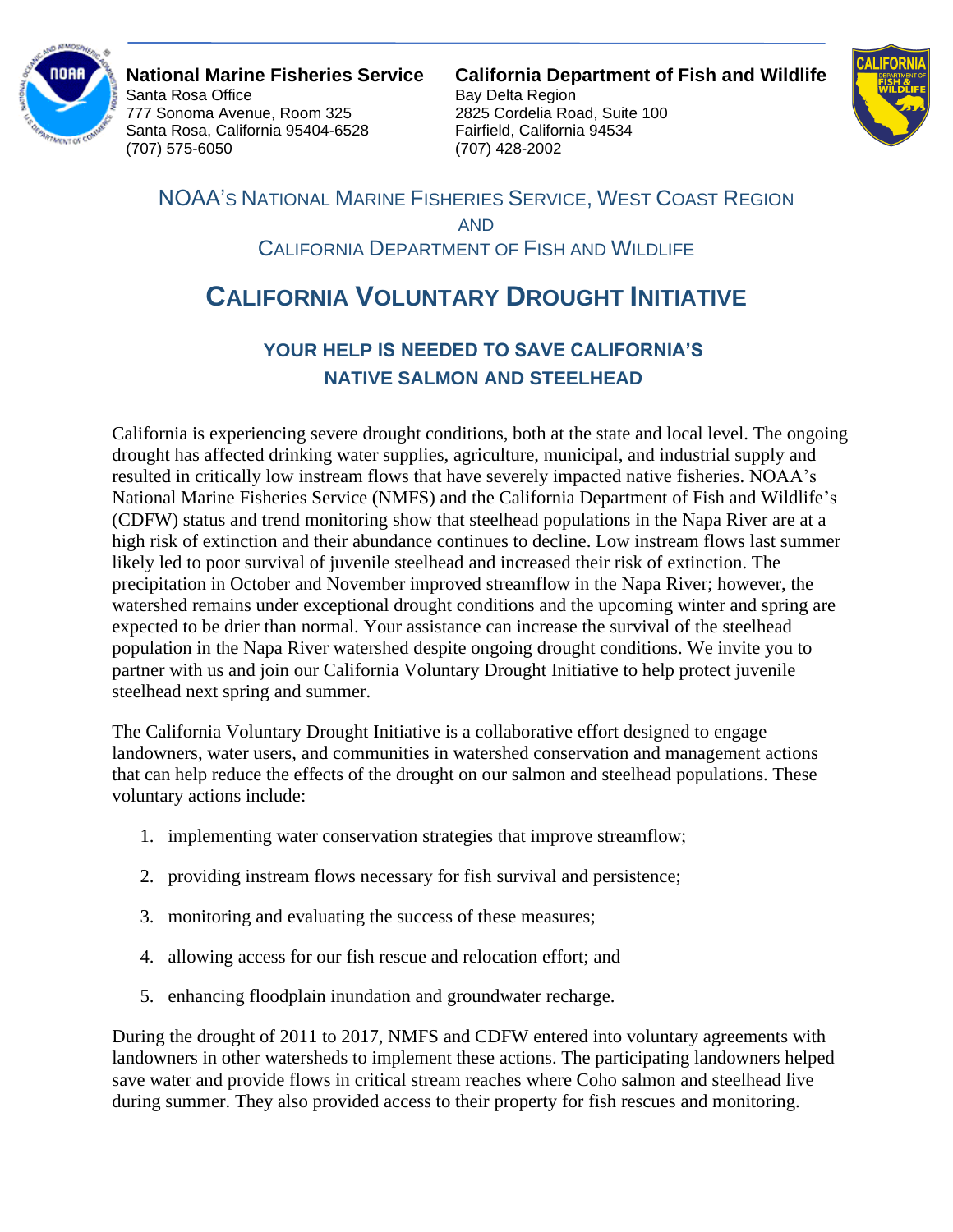**National Marine Fisheries Service**
Santa Rosa Office
777 Sonoma Avenue, Room 325
Santa Rosa, California 95404-6528
(707) 575-6050

**California Department of Fish and Wildlife**
Bay Delta Region
2825 Cordelia Road, Suite 100
Fairfield, California 94534
(707) 428-2002

NOAA'S NATIONAL MARINE FISHERIES SERVICE, WEST COAST REGION
AND
CALIFORNIA DEPARTMENT OF FISH AND WILDLIFE

# CALIFORNIA VOLUNTARY DROUGHT INITIATIVE

## YOUR HELP IS NEEDED TO SAVE CALIFORNIA'S NATIVE SALMON AND STEELHEAD

California is experiencing severe drought conditions, both at the state and local level. The ongoing drought has affected drinking water supplies, agriculture, municipal, and industrial supply and resulted in critically low instream flows that have severely impacted native fisheries. NOAA's National Marine Fisheries Service (NMFS) and the California Department of Fish and Wildlife's (CDFW) status and trend monitoring show that steelhead populations in the Napa River are at a high risk of extinction and their abundance continues to decline. Low instream flows last summer likely led to poor survival of juvenile steelhead and increased their risk of extinction. The precipitation in October and November improved streamflow in the Napa River; however, the watershed remains under exceptional drought conditions and the upcoming winter and spring are expected to be drier than normal. Your assistance can increase the survival of the steelhead population in the Napa River watershed despite ongoing drought conditions. We invite you to partner with us and join our California Voluntary Drought Initiative to help protect juvenile steelhead next spring and summer.

The California Voluntary Drought Initiative is a collaborative effort designed to engage landowners, water users, and communities in watershed conservation and management actions that can help reduce the effects of the drought on our salmon and steelhead populations. These voluntary actions include:

1. implementing water conservation strategies that improve streamflow;
2. providing instream flows necessary for fish survival and persistence;
3. monitoring and evaluating the success of these measures;
4. allowing access for our fish rescue and relocation effort; and
5. enhancing floodplain inundation and groundwater recharge.

During the drought of 2011 to 2017, NMFS and CDFW entered into voluntary agreements with landowners in other watersheds to implement these actions. The participating landowners helped save water and provide flows in critical stream reaches where Coho salmon and steelhead live during summer. They also provided access to their property for fish rescues and monitoring.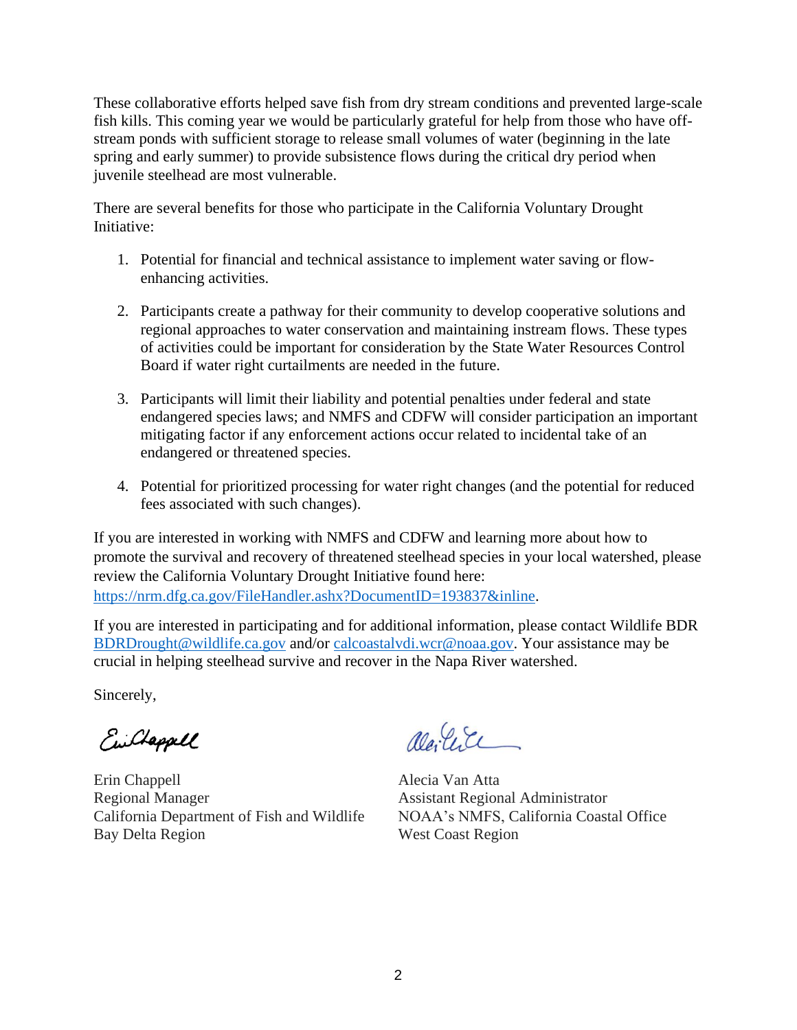These collaborative efforts helped save fish from dry stream conditions and prevented large-scale fish kills. This coming year we would be particularly grateful for help from those who have off-stream ponds with sufficient storage to release small volumes of water (beginning in the late spring and early summer) to provide subsistence flows during the critical dry period when juvenile steelhead are most vulnerable.

There are several benefits for those who participate in the California Voluntary Drought Initiative:

1. Potential for financial and technical assistance to implement water saving or flow-enhancing activities.

2. Participants create a pathway for their community to develop cooperative solutions and regional approaches to water conservation and maintaining instream flows. These types of activities could be important for consideration by the State Water Resources Control Board if water right curtailments are needed in the future.

3. Participants will limit their liability and potential penalties under federal and state endangered species laws; and NMFS and CDFW will consider participation an important mitigating factor if any enforcement actions occur related to incidental take of an endangered or threatened species.

4. Potential for prioritized processing for water right changes (and the potential for reduced fees associated with such changes).

If you are interested in working with NMFS and CDFW and learning more about how to promote the survival and recovery of threatened steelhead species in your local watershed, please review the California Voluntary Drought Initiative found here: https://nrm.dfg.ca.gov/FileHandler.ashx?DocumentID=193837&inline.

If you are interested in participating and for additional information, please contact Wildlife BDR BDRDrought@wildlife.ca.gov and/or calcoastalvdi.wcr@noaa.gov. Your assistance may be crucial in helping steelhead survive and recover in the Napa River watershed.

Sincerely,

Erin Chappell
Regional Manager
California Department of Fish and Wildlife
Bay Delta Region

Alecia Van Atta
Assistant Regional Administrator
NOAA's NMFS, California Coastal Office
West Coast Region